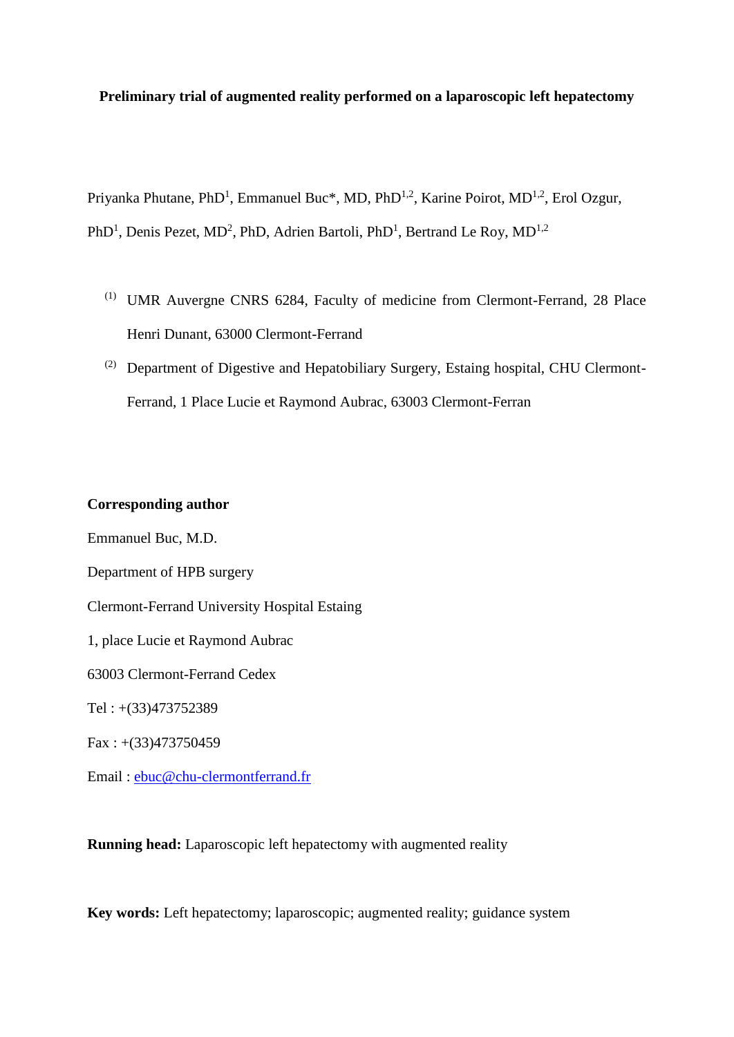**Preliminary trial of augmented reality performed on a laparoscopic left hepatectomy**

Priyanka Phutane, PhD[1], Emmanuel Buc*, MD, PhD[1,2], Karine Poirot, MD[1,2], Erol Ozgur, PhD[1], Denis Pezet, MD[2], PhD, Adrien Bartoli, PhD[1], Bertrand Le Roy, MD[1,2]

(1) UMR Auvergne CNRS 6284, Faculty of medicine from Clermont-Ferrand, 28 Place Henri Dunant, 63000 Clermont-Ferrand

(2) Department of Digestive and Hepatobiliary Surgery, Estaing hospital, CHU Clermont-Ferrand, 1 Place Lucie et Raymond Aubrac, 63003 Clermont-Ferran

**Corresponding author**

Emmanuel Buc, M.D.

Department of HPB surgery

Clermont-Ferrand University Hospital Estaing

1, place Lucie et Raymond Aubrac

63003 Clermont-Ferrand Cedex

Tel : +(33)473752389

Fax : +(33)473750459

Email : ebuc@chu-clermontferrand.fr

**Running head:** Laparoscopic left hepatectomy with augmented reality

**Key words:** Left hepatectomy; laparoscopic; augmented reality; guidance system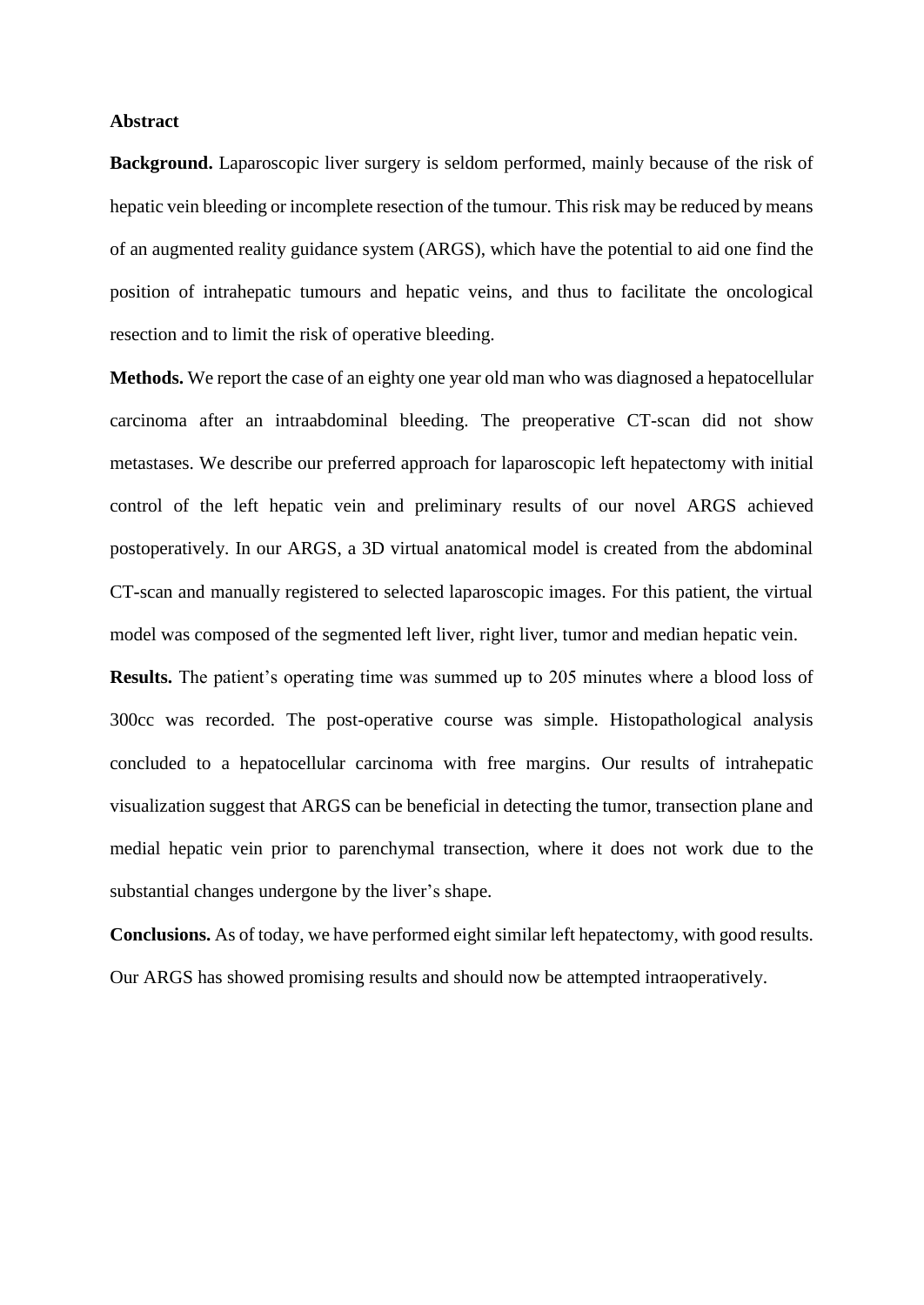## Abstract

**Background.** Laparoscopic liver surgery is seldom performed, mainly because of the risk of hepatic vein bleeding or incomplete resection of the tumour. This risk may be reduced by means of an augmented reality guidance system (ARGS), which have the potential to aid one find the position of intrahepatic tumours and hepatic veins, and thus to facilitate the oncological resection and to limit the risk of operative bleeding.

**Methods.** We report the case of an eighty one year old man who was diagnosed a hepatocellular carcinoma after an intraabdominal bleeding. The preoperative CT-scan did not show metastases. We describe our preferred approach for laparoscopic left hepatectomy with initial control of the left hepatic vein and preliminary results of our novel ARGS achieved postoperatively. In our ARGS, a 3D virtual anatomical model is created from the abdominal CT-scan and manually registered to selected laparoscopic images. For this patient, the virtual model was composed of the segmented left liver, right liver, tumor and median hepatic vein.

**Results.** The patient's operating time was summed up to 205 minutes where a blood loss of 300cc was recorded. The post-operative course was simple. Histopathological analysis concluded to a hepatocellular carcinoma with free margins. Our results of intrahepatic visualization suggest that ARGS can be beneficial in detecting the tumor, transection plane and medial hepatic vein prior to parenchymal transection, where it does not work due to the substantial changes undergone by the liver's shape.

**Conclusions.** As of today, we have performed eight similar left hepatectomy, with good results. Our ARGS has showed promising results and should now be attempted intraoperatively.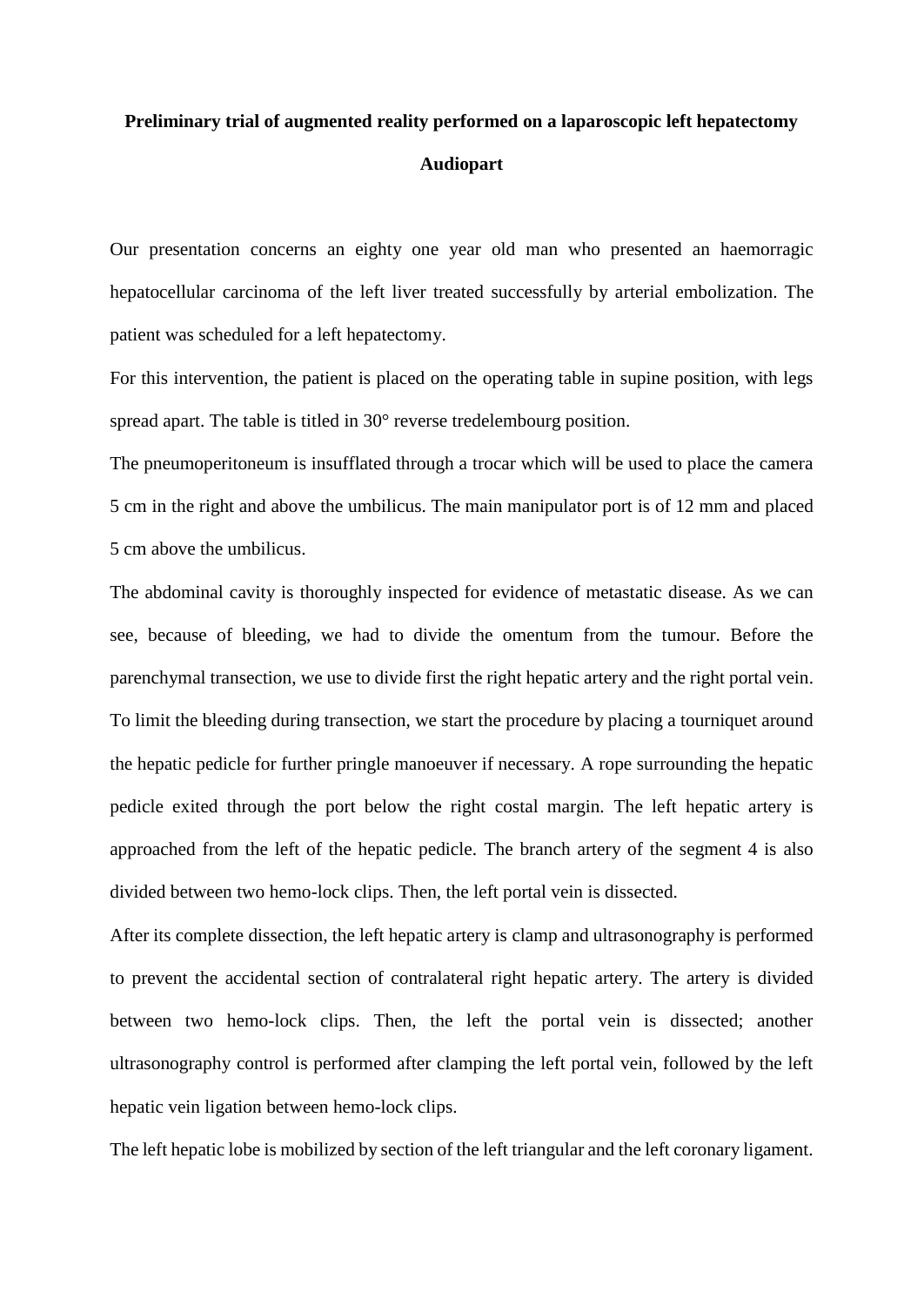**Preliminary trial of augmented reality performed on a laparoscopic left hepatectomy**

**Audiopart**

Our presentation concerns an eighty one year old man who presented an haemorragic hepatocellular carcinoma of the left liver treated successfully by arterial embolization. The patient was scheduled for a left hepatectomy.

For this intervention, the patient is placed on the operating table in supine position, with legs spread apart. The table is titled in 30° reverse tredelembourg position.

The pneumoperitoneum is insufflated through a trocar which will be used to place the camera 5 cm in the right and above the umbilicus. The main manipulator port is of 12 mm and placed 5 cm above the umbilicus.

The abdominal cavity is thoroughly inspected for evidence of metastatic disease. As we can see, because of bleeding, we had to divide the omentum from the tumour. Before the parenchymal transection, we use to divide first the right hepatic artery and the right portal vein. To limit the bleeding during transection, we start the procedure by placing a tourniquet around the hepatic pedicle for further pringle manoeuver if necessary. A rope surrounding the hepatic pedicle exited through the port below the right costal margin. The left hepatic artery is approached from the left of the hepatic pedicle. The branch artery of the segment 4 is also divided between two hemo-lock clips. Then, the left portal vein is dissected.

After its complete dissection, the left hepatic artery is clamp and ultrasonography is performed to prevent the accidental section of contralateral right hepatic artery. The artery is divided between two hemo-lock clips. Then, the left the portal vein is dissected; another ultrasonography control is performed after clamping the left portal vein, followed by the left hepatic vein ligation between hemo-lock clips.

The left hepatic lobe is mobilized by section of the left triangular and the left coronary ligament.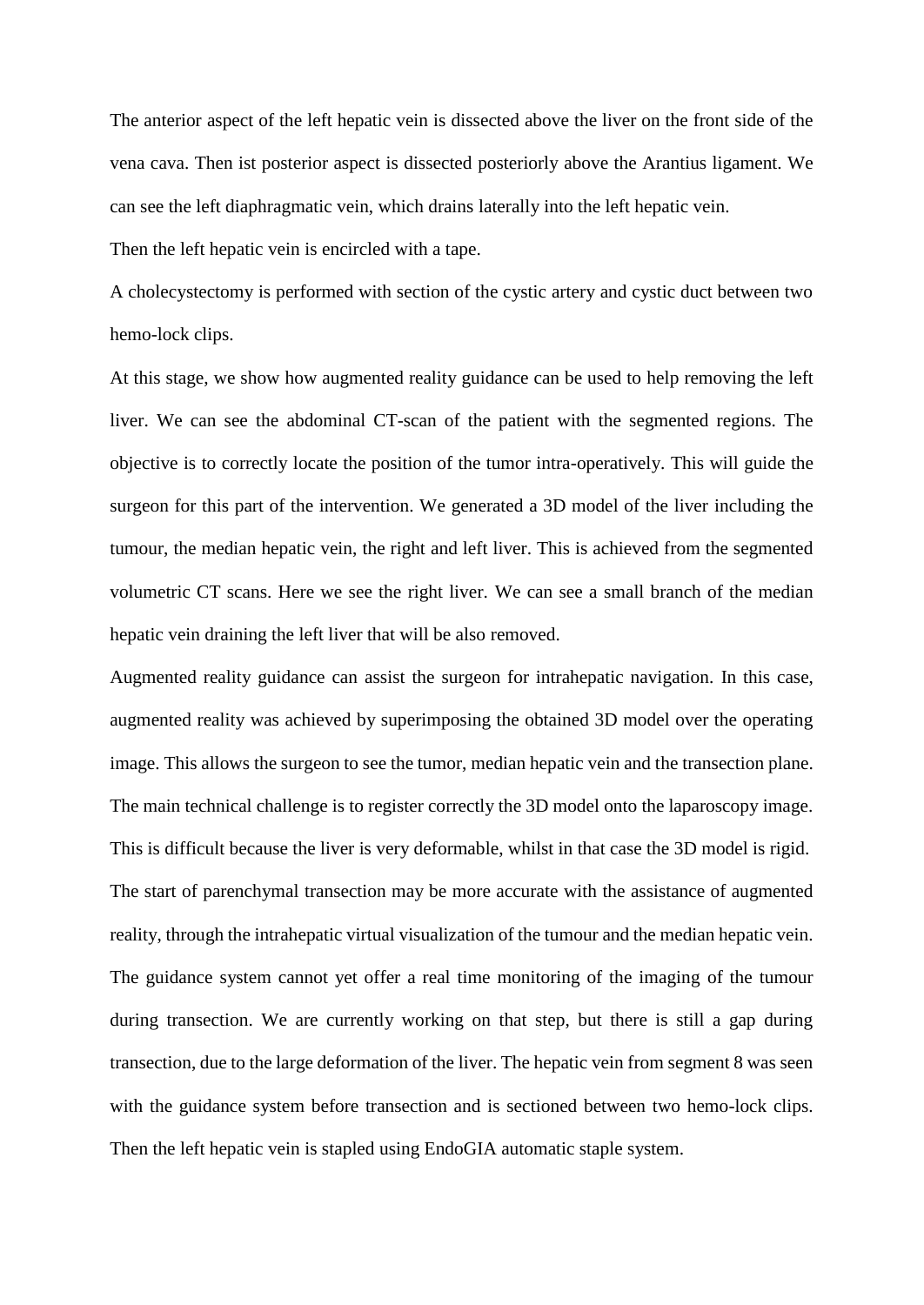The anterior aspect of the left hepatic vein is dissected above the liver on the front side of the vena cava. Then ist posterior aspect is dissected posteriorly above the Arantius ligament. We can see the left diaphragmatic vein, which drains laterally into the left hepatic vein.

Then the left hepatic vein is encircled with a tape.

A cholecystectomy is performed with section of the cystic artery and cystic duct between two hemo-lock clips.

At this stage, we show how augmented reality guidance can be used to help removing the left liver. We can see the abdominal CT-scan of the patient with the segmented regions. The objective is to correctly locate the position of the tumor intra-operatively. This will guide the surgeon for this part of the intervention. We generated a 3D model of the liver including the tumour, the median hepatic vein, the right and left liver. This is achieved from the segmented volumetric CT scans. Here we see the right liver. We can see a small branch of the median hepatic vein draining the left liver that will be also removed.

Augmented reality guidance can assist the surgeon for intrahepatic navigation. In this case, augmented reality was achieved by superimposing the obtained 3D model over the operating image. This allows the surgeon to see the tumor, median hepatic vein and the transection plane. The main technical challenge is to register correctly the 3D model onto the laparoscopy image. This is difficult because the liver is very deformable, whilst in that case the 3D model is rigid.

The start of parenchymal transection may be more accurate with the assistance of augmented reality, through the intrahepatic virtual visualization of the tumour and the median hepatic vein. The guidance system cannot yet offer a real time monitoring of the imaging of the tumour during transection. We are currently working on that step, but there is still a gap during transection, due to the large deformation of the liver. The hepatic vein from segment 8 was seen with the guidance system before transection and is sectioned between two hemo-lock clips. Then the left hepatic vein is stapled using EndoGIA automatic staple system.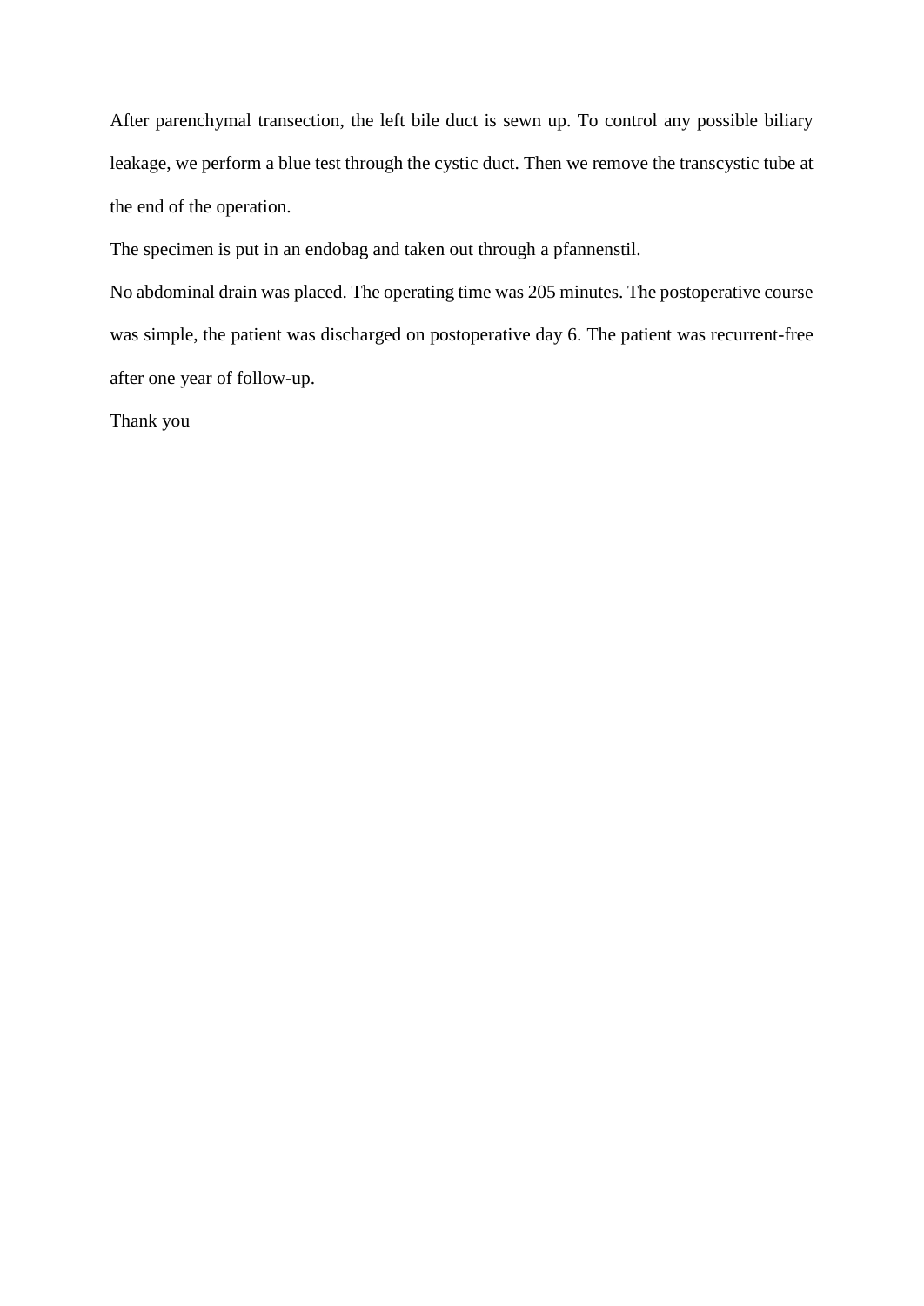After parenchymal transection, the left bile duct is sewn up. To control any possible biliary leakage, we perform a blue test through the cystic duct. Then we remove the transcystic tube at the end of the operation.

The specimen is put in an endobag and taken out through a pfannenstil.

No abdominal drain was placed. The operating time was 205 minutes. The postoperative course was simple, the patient was discharged on postoperative day 6. The patient was recurrent-free after one year of follow-up.

Thank you